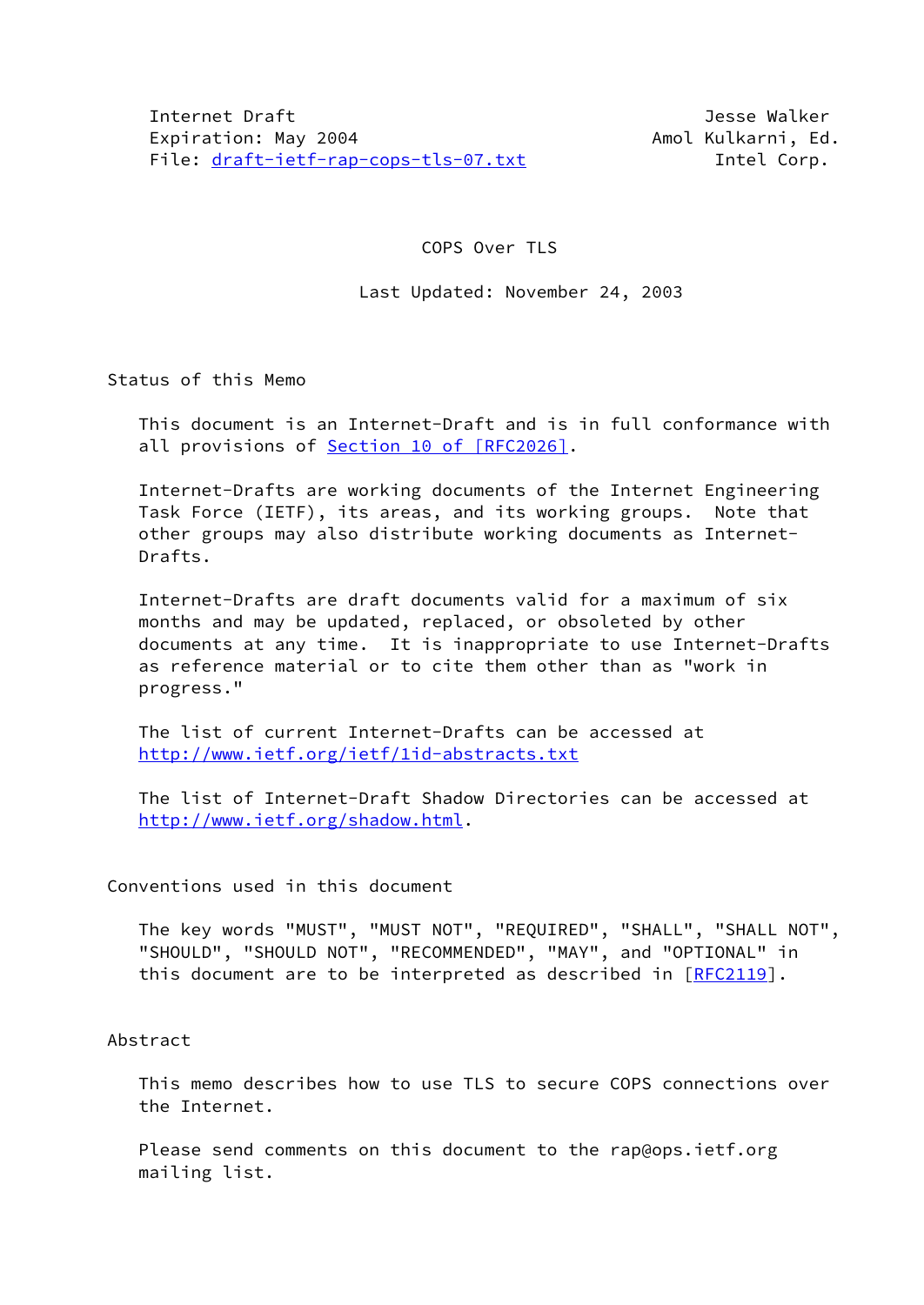Internet Draft                                                Jesse Walker
Expiration: May 2004                                     Amol Kulkarni, Ed.
File: draft-ietf-rap-cops-tls-07.txt                           Intel Corp.

# COPS Over TLS

Last Updated: November 24, 2003

## Status of this Memo

This document is an Internet-Draft and is in full conformance with all provisions of Section 10 of [RFC2026].

Internet-Drafts are working documents of the Internet Engineering Task Force (IETF), its areas, and its working groups. Note that other groups may also distribute working documents as Internet-Drafts.

Internet-Drafts are draft documents valid for a maximum of six months and may be updated, replaced, or obsoleted by other documents at any time. It is inappropriate to use Internet-Drafts as reference material or to cite them other than as "work in progress."

The list of current Internet-Drafts can be accessed at http://www.ietf.org/ietf/1id-abstracts.txt

The list of Internet-Draft Shadow Directories can be accessed at http://www.ietf.org/shadow.html.

## Conventions used in this document

The key words "MUST", "MUST NOT", "REQUIRED", "SHALL", "SHALL NOT", "SHOULD", "SHOULD NOT", "RECOMMENDED", "MAY", and "OPTIONAL" in this document are to be interpreted as described in [RFC2119].

## Abstract

This memo describes how to use TLS to secure COPS connections over the Internet.

Please send comments on this document to the rap@ops.ietf.org mailing list.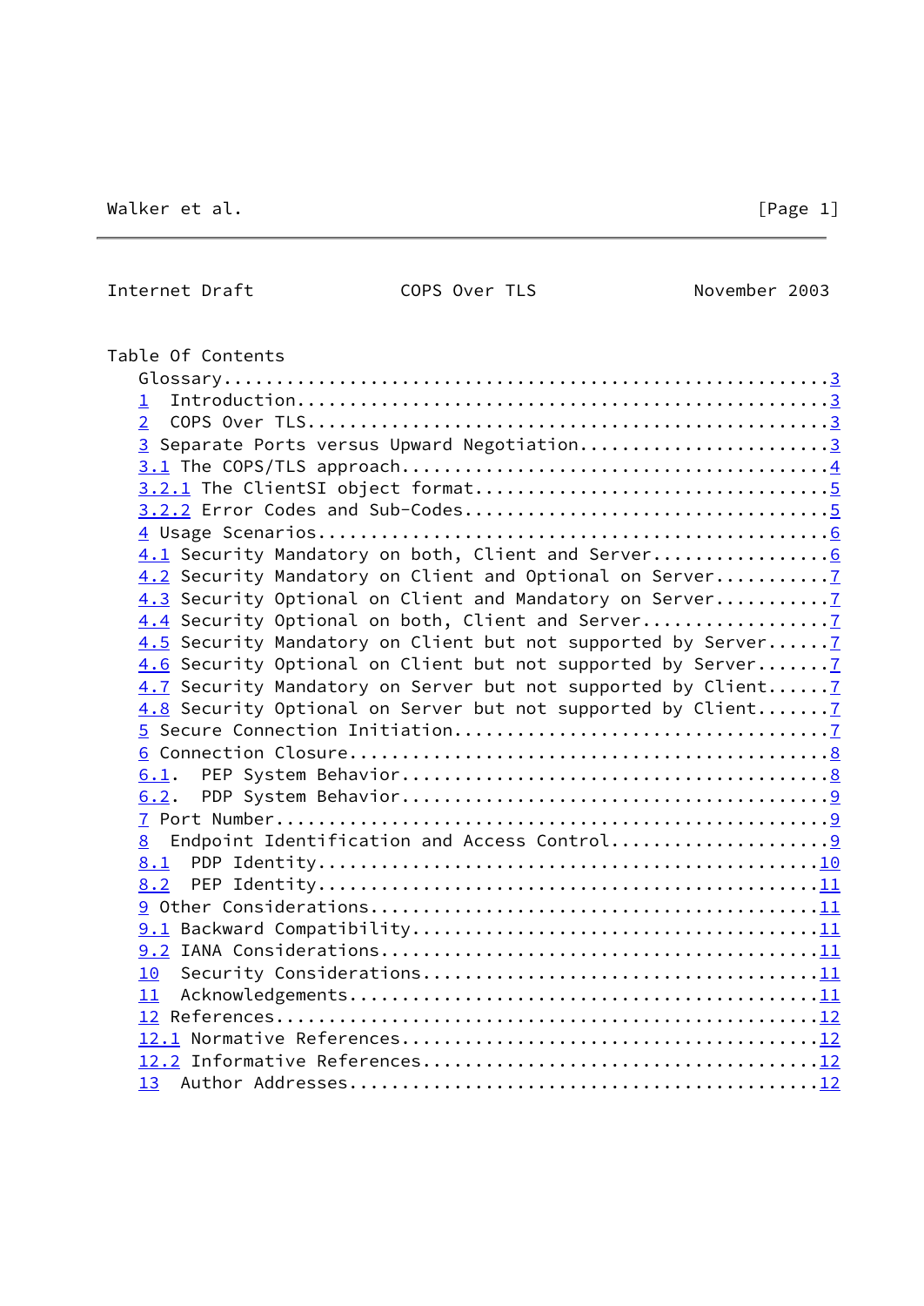Table Of Contents

```
   Glossary.........................................................3
   1  Introduction..................................................3
   2  COPS Over TLS.................................................3
   3 Separate Ports versus Upward Negotiation.......................3
   3.1 The COPS/TLS approach........................................4
   3.2.1 The ClientSI object format.................................5
   3.2.2 Error Codes and Sub-Codes..................................5
   4 Usage Scenarios................................................6
   4.1 Security Mandatory on both, Client and Server................6
   4.2 Security Mandatory on Client and Optional on Server..........7
   4.3 Security Optional on Client and Mandatory on Server..........7
   4.4 Security Optional on both, Client and Server.................7
   4.5 Security Mandatory on Client but not supported by Server.....7
   4.6 Security Optional on Client but not supported by Server......7
   4.7 Security Mandatory on Server but not supported by Client.....7
   4.8 Security Optional on Server but not supported by Client......7
   5 Secure Connection Initiation...................................7
   6 Connection Closure.............................................8
   6.1.  PEP System Behavior........................................8
   6.2.  PDP System Behavior........................................9
   7 Port Number....................................................9
   8  Endpoint Identification and Access Control....................9
   8.1  PDP Identity...............................................10
   8.2  PEP Identity...............................................11
   9 Other Considerations..........................................11
   9.1 Backward Compatibility......................................11
   9.2 IANA Considerations.........................................11
   10  Security Considerations.....................................11
   11  Acknowledgements............................................11
   12 References...................................................12
   12.1 Normative References.......................................12
   12.2 Informative References.....................................12
   13  Author Addresses............................................12
```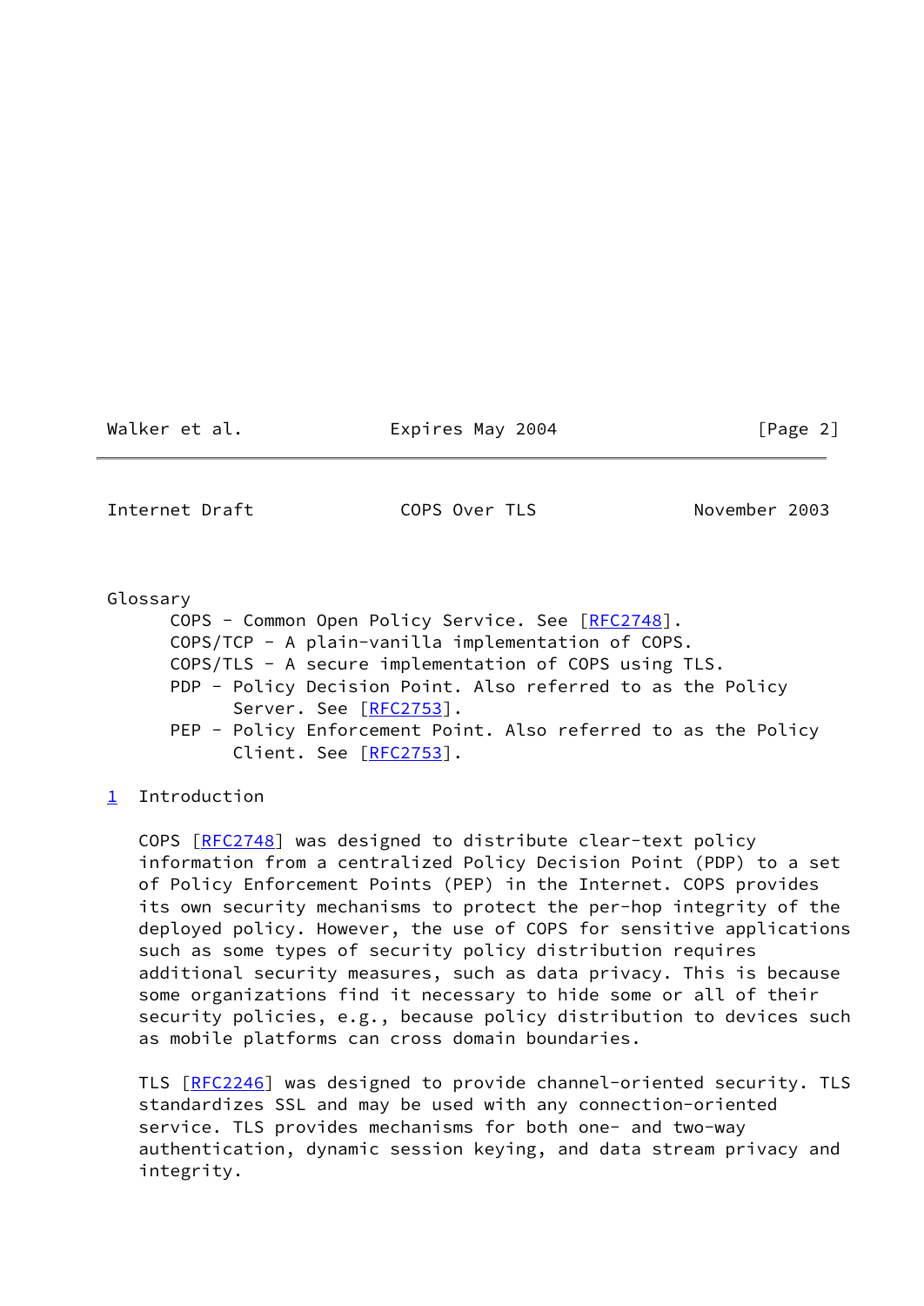Glossary

COPS - Common Open Policy Service. See [RFC2748].
COPS/TCP - A plain-vanilla implementation of COPS.
COPS/TLS - A secure implementation of COPS using TLS.
PDP - Policy Decision Point. Also referred to as the Policy Server. See [RFC2753].
PEP - Policy Enforcement Point. Also referred to as the Policy Client. See [RFC2753].

# 1 Introduction

COPS [RFC2748] was designed to distribute clear-text policy information from a centralized Policy Decision Point (PDP) to a set of Policy Enforcement Points (PEP) in the Internet. COPS provides its own security mechanisms to protect the per-hop integrity of the deployed policy. However, the use of COPS for sensitive applications such as some types of security policy distribution requires additional security measures, such as data privacy. This is because some organizations find it necessary to hide some or all of their security policies, e.g., because policy distribution to devices such as mobile platforms can cross domain boundaries.

TLS [RFC2246] was designed to provide channel-oriented security. TLS standardizes SSL and may be used with any connection-oriented service. TLS provides mechanisms for both one- and two-way authentication, dynamic session keying, and data stream privacy and integrity.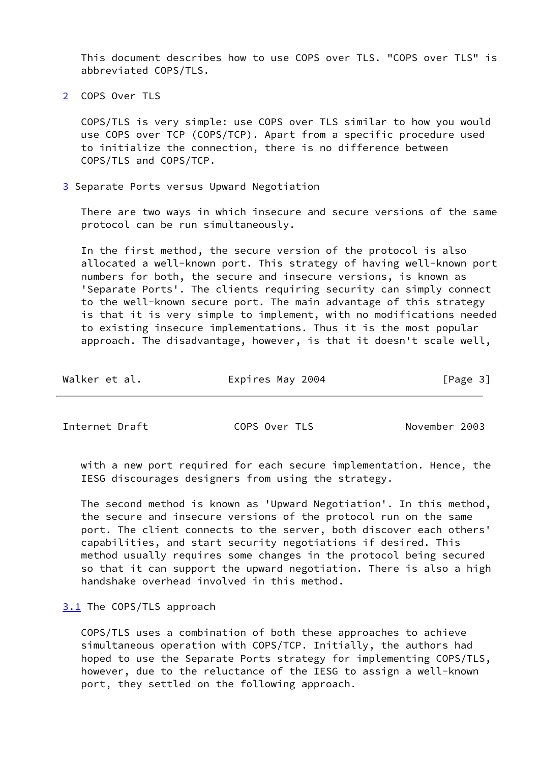This document describes how to use COPS over TLS. "COPS over TLS" is abbreviated COPS/TLS.

## 2 COPS Over TLS

COPS/TLS is very simple: use COPS over TLS similar to how you would use COPS over TCP (COPS/TCP). Apart from a specific procedure used to initialize the connection, there is no difference between COPS/TLS and COPS/TCP.

## 3 Separate Ports versus Upward Negotiation

There are two ways in which insecure and secure versions of the same protocol can be run simultaneously.

In the first method, the secure version of the protocol is also allocated a well-known port. This strategy of having well-known port numbers for both, the secure and insecure versions, is known as 'Separate Ports'. The clients requiring security can simply connect to the well-known secure port. The main advantage of this strategy is that it is very simple to implement, with no modifications needed to existing insecure implementations. Thus it is the most popular approach. The disadvantage, however, is that it doesn't scale well, with a new port required for each secure implementation. Hence, the IESG discourages designers from using the strategy.

The second method is known as 'Upward Negotiation'. In this method, the secure and insecure versions of the protocol run on the same port. The client connects to the server, both discover each others' capabilities, and start security negotiations if desired. This method usually requires some changes in the protocol being secured so that it can support the upward negotiation. There is also a high handshake overhead involved in this method.

### 3.1 The COPS/TLS approach

COPS/TLS uses a combination of both these approaches to achieve simultaneous operation with COPS/TCP. Initially, the authors had hoped to use the Separate Ports strategy for implementing COPS/TLS, however, due to the reluctance of the IESG to assign a well-known port, they settled on the following approach.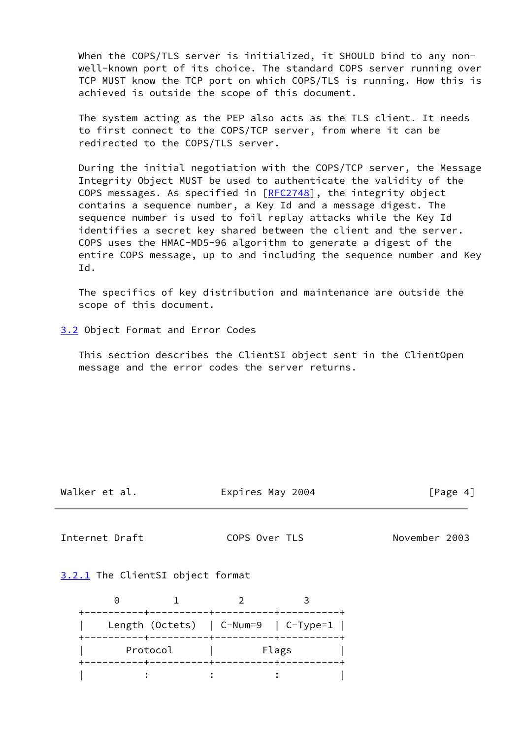When the COPS/TLS server is initialized, it SHOULD bind to any non-well-known port of its choice. The standard COPS server running over TCP MUST know the TCP port on which COPS/TLS is running. How this is achieved is outside the scope of this document.

The system acting as the PEP also acts as the TLS client. It needs to first connect to the COPS/TCP server, from where it can be redirected to the COPS/TLS server.

During the initial negotiation with the COPS/TCP server, the Message Integrity Object MUST be used to authenticate the validity of the COPS messages. As specified in [RFC2748], the integrity object contains a sequence number, a Key Id and a message digest. The sequence number is used to foil replay attacks while the Key Id identifies a secret key shared between the client and the server. COPS uses the HMAC-MD5-96 algorithm to generate a digest of the entire COPS message, up to and including the sequence number and Key Id.

The specifics of key distribution and maintenance are outside the scope of this document.

## 3.2 Object Format and Error Codes

This section describes the ClientSI object sent in the ClientOpen message and the error codes the server returns.

### 3.2.1 The ClientSI object format

```
      0          1          2          3
 +----------+----------+----------+----------+
 |     Length (Octets)  | C-Num=9  | C-Type=1 |
 +----------+----------+----------+----------+
 |       Protocol      |        Flags        |
 +----------+----------+----------+----------+
 |          :          :          :          |
```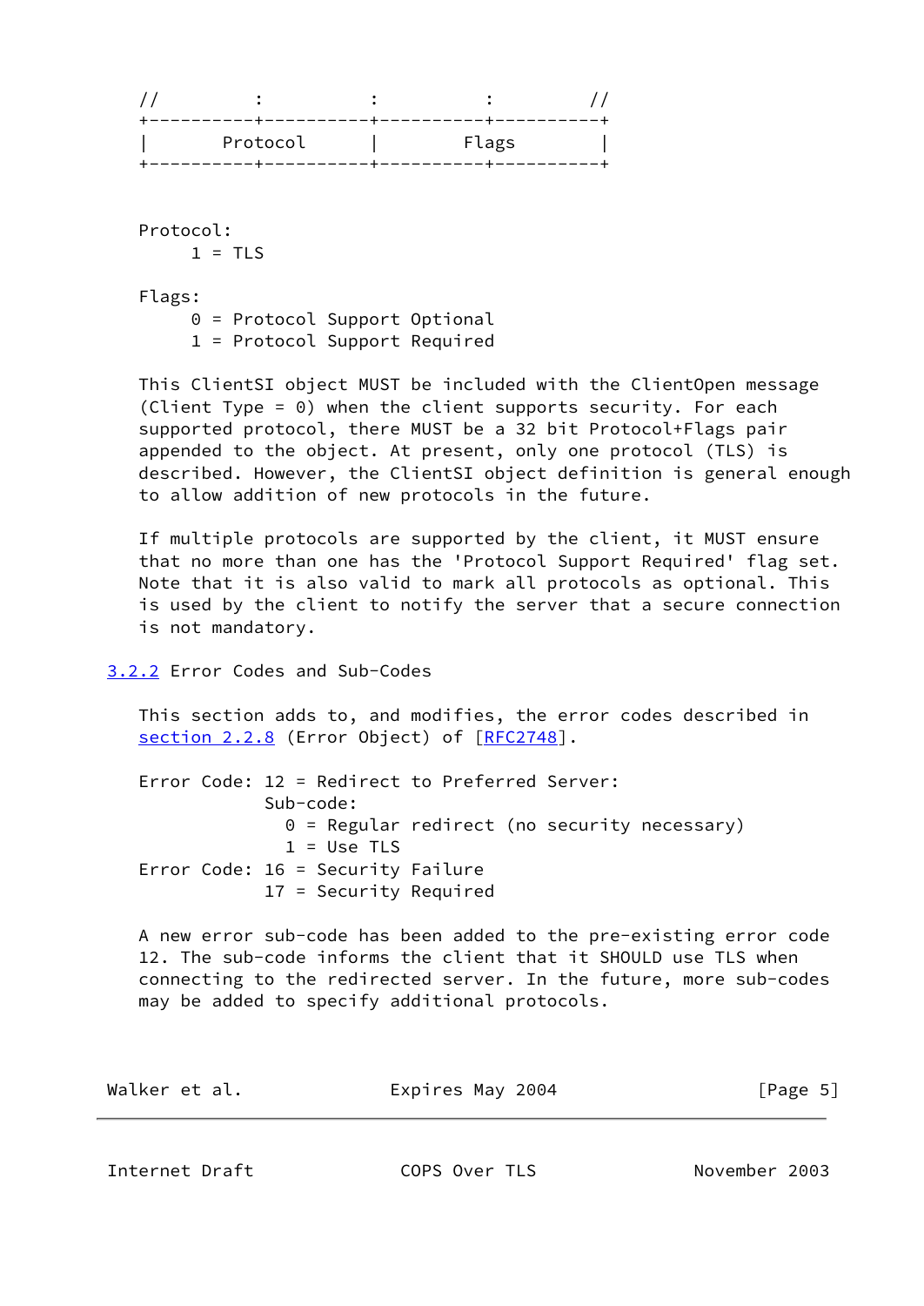```
//          :          :          :          //
+----------+----------+----------+----------+
|       Protocol      |        Flags        |
+----------+----------+----------+----------+
```

Protocol:
     1 = TLS

Flags:
     0 = Protocol Support Optional
     1 = Protocol Support Required

This ClientSI object MUST be included with the ClientOpen message (Client Type = 0) when the client supports security. For each supported protocol, there MUST be a 32 bit Protocol+Flags pair appended to the object. At present, only one protocol (TLS) is described. However, the ClientSI object definition is general enough to allow addition of new protocols in the future.

If multiple protocols are supported by the client, it MUST ensure that no more than one has the 'Protocol Support Required' flag set. Note that it is also valid to mark all protocols as optional. This is used by the client to notify the server that a secure connection is not mandatory.

### 3.2.2 Error Codes and Sub-Codes

This section adds to, and modifies, the error codes described in section 2.2.8 (Error Object) of [RFC2748].

```
Error Code: 12 = Redirect to Preferred Server:
            Sub-code:
              0 = Regular redirect (no security necessary)
              1 = Use TLS
Error Code: 16 = Security Failure
            17 = Security Required
```

A new error sub-code has been added to the pre-existing error code 12. The sub-code informs the client that it SHOULD use TLS when connecting to the redirected server. In the future, more sub-codes may be added to specify additional protocols.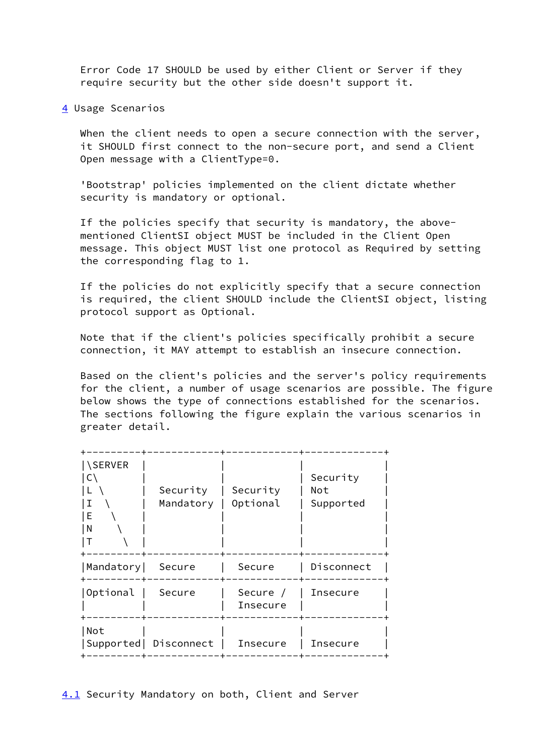Error Code 17 SHOULD be used by either Client or Server if they require security but the other side doesn't support it.

## 4 Usage Scenarios

When the client needs to open a secure connection with the server, it SHOULD first connect to the non-secure port, and send a Client Open message with a ClientType=0.

'Bootstrap' policies implemented on the client dictate whether security is mandatory or optional.

If the policies specify that security is mandatory, the above-mentioned ClientSI object MUST be included in the Client Open message. This object MUST list one protocol as Required by setting the corresponding flag to 1.

If the policies do not explicitly specify that a secure connection is required, the client SHOULD include the ClientSI object, listing protocol support as Optional.

Note that if the client's policies specifically prohibit a secure connection, it MAY attempt to establish an insecure connection.

Based on the client's policies and the server's policy requirements for the client, a number of usage scenarios are possible. The figure below shows the type of connections established for the scenarios. The sections following the figure explain the various scenarios in greater detail.

| CLIENT \ SERVER | Security Mandatory | Security Optional | Security Not Supported |
|---|---|---|---|
| Mandatory | Secure | Secure | Disconnect |
| Optional | Secure | Secure / Insecure | Insecure |
| Not Supported | Disconnect | Insecure | Insecure |

### 4.1 Security Mandatory on both, Client and Server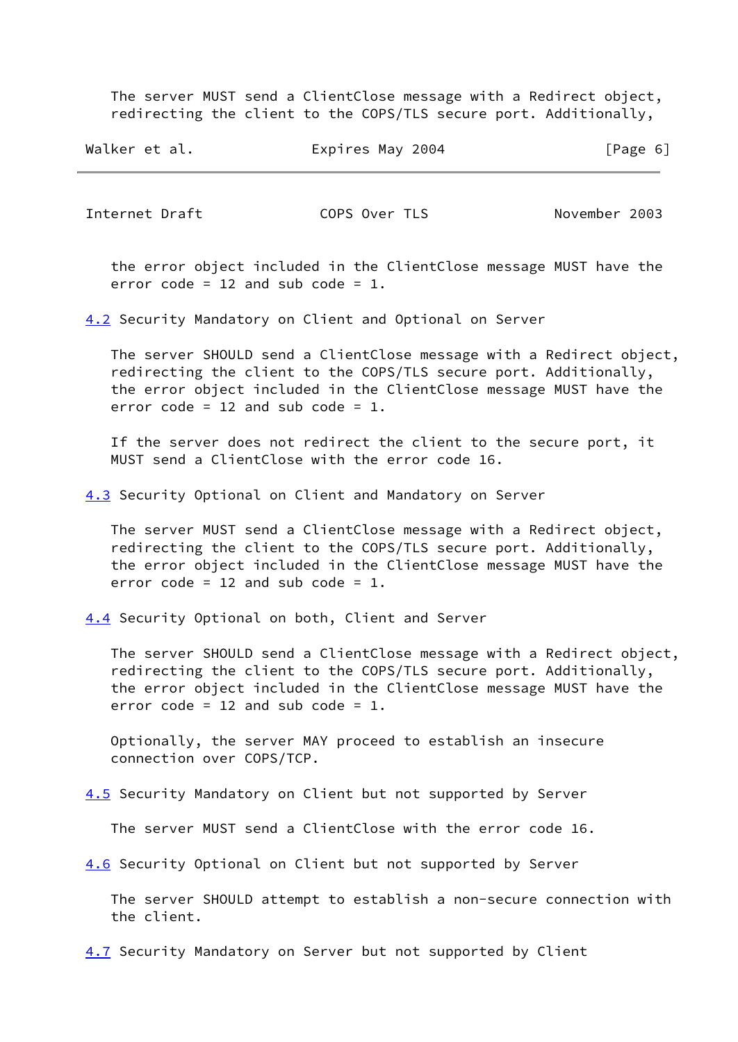The server MUST send a ClientClose message with a Redirect object, redirecting the client to the COPS/TLS secure port. Additionally, the error object included in the ClientClose message MUST have the error code = 12 and sub code = 1.

### 4.2 Security Mandatory on Client and Optional on Server

The server SHOULD send a ClientClose message with a Redirect object, redirecting the client to the COPS/TLS secure port. Additionally, the error object included in the ClientClose message MUST have the error code = 12 and sub code = 1.

If the server does not redirect the client to the secure port, it MUST send a ClientClose with the error code 16.

### 4.3 Security Optional on Client and Mandatory on Server

The server MUST send a ClientClose message with a Redirect object, redirecting the client to the COPS/TLS secure port. Additionally, the error object included in the ClientClose message MUST have the error code = 12 and sub code = 1.

### 4.4 Security Optional on both, Client and Server

The server SHOULD send a ClientClose message with a Redirect object, redirecting the client to the COPS/TLS secure port. Additionally, the error object included in the ClientClose message MUST have the error code = 12 and sub code = 1.

Optionally, the server MAY proceed to establish an insecure connection over COPS/TCP.

### 4.5 Security Mandatory on Client but not supported by Server

The server MUST send a ClientClose with the error code 16.

### 4.6 Security Optional on Client but not supported by Server

The server SHOULD attempt to establish a non-secure connection with the client.

### 4.7 Security Mandatory on Server but not supported by Client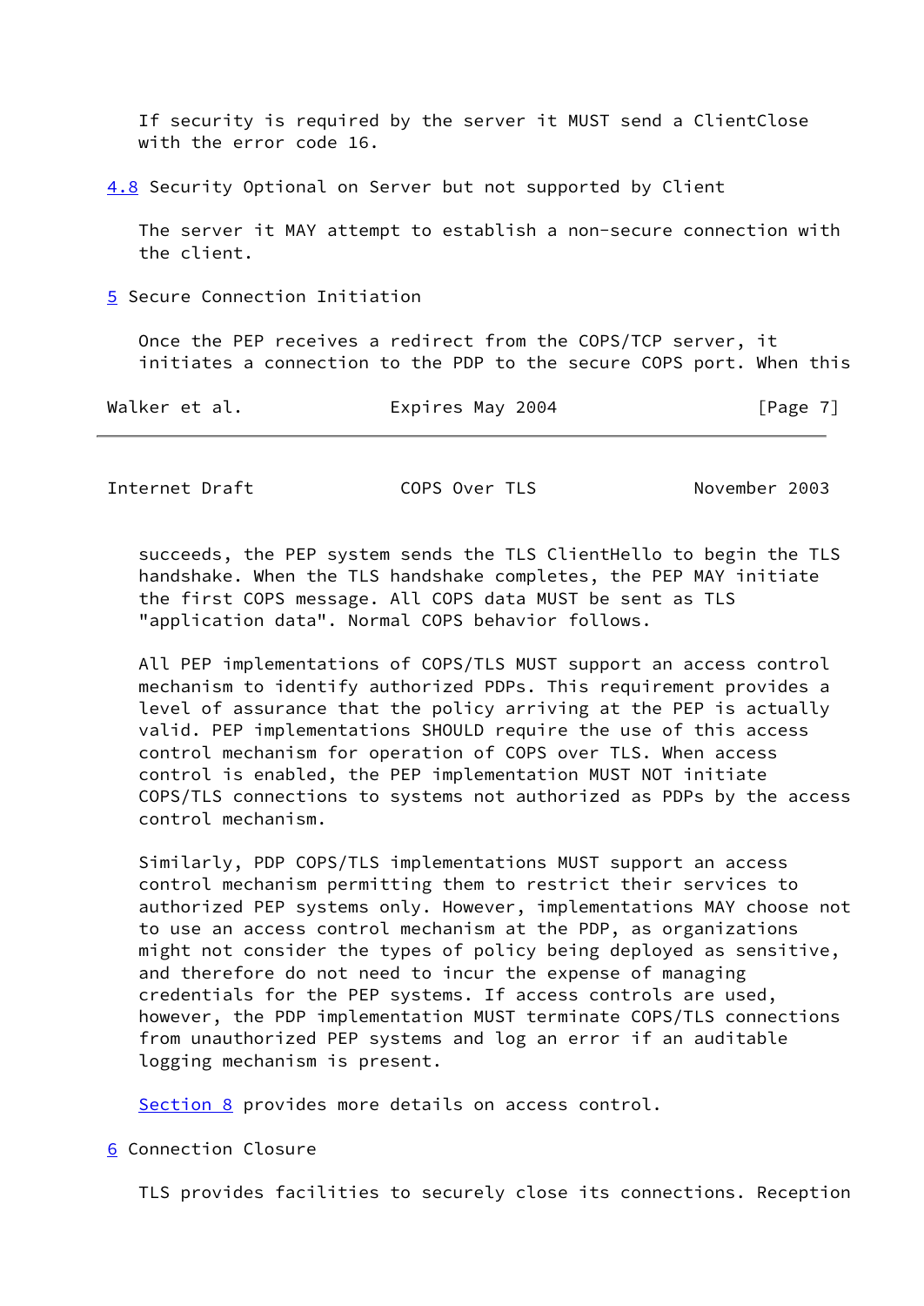If security is required by the server it MUST send a ClientClose with the error code 16.

## 4.8 Security Optional on Server but not supported by Client

The server it MAY attempt to establish a non-secure connection with the client.

# 5 Secure Connection Initiation

Once the PEP receives a redirect from the COPS/TCP server, it initiates a connection to the PDP to the secure COPS port. When this succeeds, the PEP system sends the TLS ClientHello to begin the TLS handshake. When the TLS handshake completes, the PEP MAY initiate the first COPS message. All COPS data MUST be sent as TLS "application data". Normal COPS behavior follows.

All PEP implementations of COPS/TLS MUST support an access control mechanism to identify authorized PDPs. This requirement provides a level of assurance that the policy arriving at the PEP is actually valid. PEP implementations SHOULD require the use of this access control mechanism for operation of COPS over TLS. When access control is enabled, the PEP implementation MUST NOT initiate COPS/TLS connections to systems not authorized as PDPs by the access control mechanism.

Similarly, PDP COPS/TLS implementations MUST support an access control mechanism permitting them to restrict their services to authorized PEP systems only. However, implementations MAY choose not to use an access control mechanism at the PDP, as organizations might not consider the types of policy being deployed as sensitive, and therefore do not need to incur the expense of managing credentials for the PEP systems. If access controls are used, however, the PDP implementation MUST terminate COPS/TLS connections from unauthorized PEP systems and log an error if an auditable logging mechanism is present.

Section 8 provides more details on access control.

# 6 Connection Closure

TLS provides facilities to securely close its connections. Reception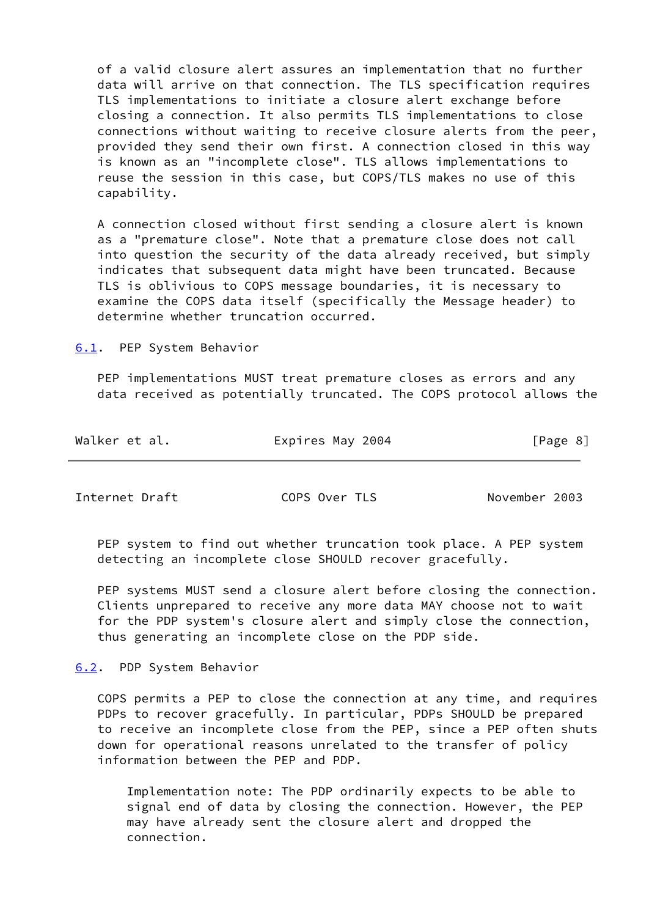of a valid closure alert assures an implementation that no further data will arrive on that connection. The TLS specification requires TLS implementations to initiate a closure alert exchange before closing a connection. It also permits TLS implementations to close connections without waiting to receive closure alerts from the peer, provided they send their own first. A connection closed in this way is known as an "incomplete close". TLS allows implementations to reuse the session in this case, but COPS/TLS makes no use of this capability.

A connection closed without first sending a closure alert is known as a "premature close". Note that a premature close does not call into question the security of the data already received, but simply indicates that subsequent data might have been truncated. Because TLS is oblivious to COPS message boundaries, it is necessary to examine the COPS data itself (specifically the Message header) to determine whether truncation occurred.

### 6.1. PEP System Behavior

PEP implementations MUST treat premature closes as errors and any data received as potentially truncated. The COPS protocol allows the PEP system to find out whether truncation took place. A PEP system detecting an incomplete close SHOULD recover gracefully.

PEP systems MUST send a closure alert before closing the connection. Clients unprepared to receive any more data MAY choose not to wait for the PDP system's closure alert and simply close the connection, thus generating an incomplete close on the PDP side.

### 6.2. PDP System Behavior

COPS permits a PEP to close the connection at any time, and requires PDPs to recover gracefully. In particular, PDPs SHOULD be prepared to receive an incomplete close from the PEP, since a PEP often shuts down for operational reasons unrelated to the transfer of policy information between the PEP and PDP.

> Implementation note: The PDP ordinarily expects to be able to signal end of data by closing the connection. However, the PEP may have already sent the closure alert and dropped the connection.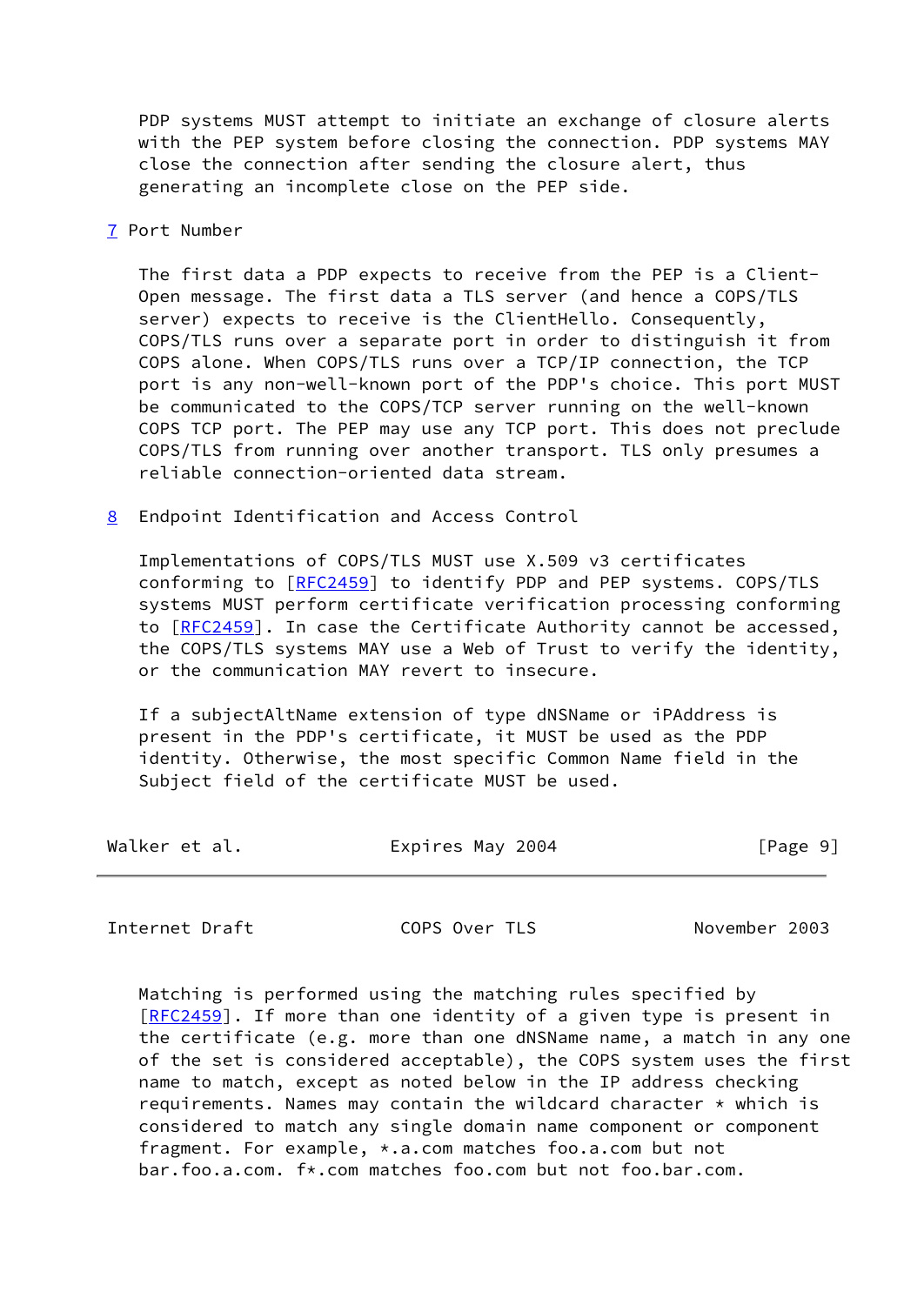PDP systems MUST attempt to initiate an exchange of closure alerts with the PEP system before closing the connection. PDP systems MAY close the connection after sending the closure alert, thus generating an incomplete close on the PEP side.

## 7 Port Number

The first data a PDP expects to receive from the PEP is a Client-Open message. The first data a TLS server (and hence a COPS/TLS server) expects to receive is the ClientHello. Consequently, COPS/TLS runs over a separate port in order to distinguish it from COPS alone. When COPS/TLS runs over a TCP/IP connection, the TCP port is any non-well-known port of the PDP's choice. This port MUST be communicated to the COPS/TCP server running on the well-known COPS TCP port. The PEP may use any TCP port. This does not preclude COPS/TLS from running over another transport. TLS only presumes a reliable connection-oriented data stream.

## 8 Endpoint Identification and Access Control

Implementations of COPS/TLS MUST use X.509 v3 certificates conforming to [RFC2459] to identify PDP and PEP systems. COPS/TLS systems MUST perform certificate verification processing conforming to [RFC2459]. In case the Certificate Authority cannot be accessed, the COPS/TLS systems MAY use a Web of Trust to verify the identity, or the communication MAY revert to insecure.

If a subjectAltName extension of type dNSName or iPAddress is present in the PDP's certificate, it MUST be used as the PDP identity. Otherwise, the most specific Common Name field in the Subject field of the certificate MUST be used.

Matching is performed using the matching rules specified by [RFC2459]. If more than one identity of a given type is present in the certificate (e.g. more than one dNSName name, a match in any one of the set is considered acceptable), the COPS system uses the first name to match, except as noted below in the IP address checking requirements. Names may contain the wildcard character * which is considered to match any single domain name component or component fragment. For example, *.a.com matches foo.a.com but not bar.foo.a.com. f*.com matches foo.com but not foo.bar.com.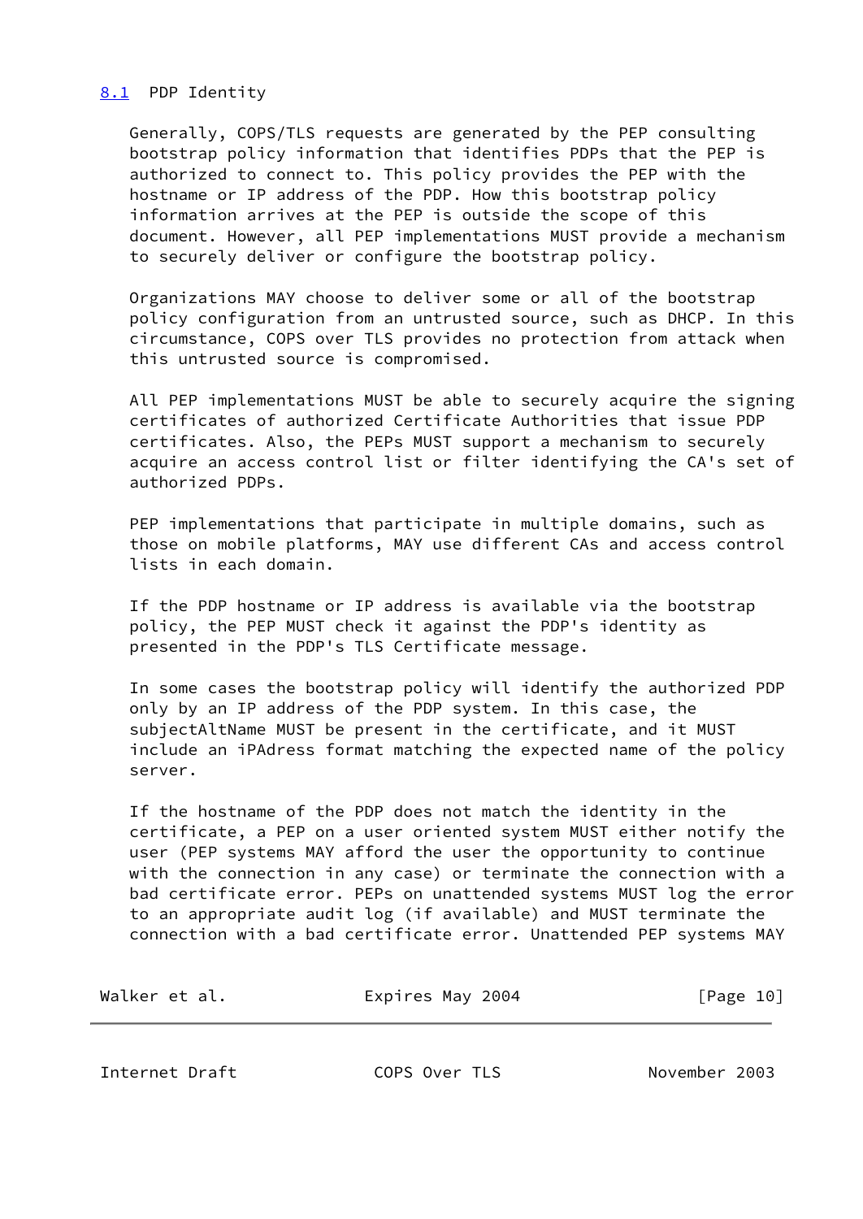## 8.1 PDP Identity

Generally, COPS/TLS requests are generated by the PEP consulting bootstrap policy information that identifies PDPs that the PEP is authorized to connect to. This policy provides the PEP with the hostname or IP address of the PDP. How this bootstrap policy information arrives at the PEP is outside the scope of this document. However, all PEP implementations MUST provide a mechanism to securely deliver or configure the bootstrap policy.

Organizations MAY choose to deliver some or all of the bootstrap policy configuration from an untrusted source, such as DHCP. In this circumstance, COPS over TLS provides no protection from attack when this untrusted source is compromised.

All PEP implementations MUST be able to securely acquire the signing certificates of authorized Certificate Authorities that issue PDP certificates. Also, the PEPs MUST support a mechanism to securely acquire an access control list or filter identifying the CA's set of authorized PDPs.

PEP implementations that participate in multiple domains, such as those on mobile platforms, MAY use different CAs and access control lists in each domain.

If the PDP hostname or IP address is available via the bootstrap policy, the PEP MUST check it against the PDP's identity as presented in the PDP's TLS Certificate message.

In some cases the bootstrap policy will identify the authorized PDP only by an IP address of the PDP system. In this case, the subjectAltName MUST be present in the certificate, and it MUST include an iPAdress format matching the expected name of the policy server.

If the hostname of the PDP does not match the identity in the certificate, a PEP on a user oriented system MUST either notify the user (PEP systems MAY afford the user the opportunity to continue with the connection in any case) or terminate the connection with a bad certificate error. PEPs on unattended systems MUST log the error to an appropriate audit log (if available) and MUST terminate the connection with a bad certificate error. Unattended PEP systems MAY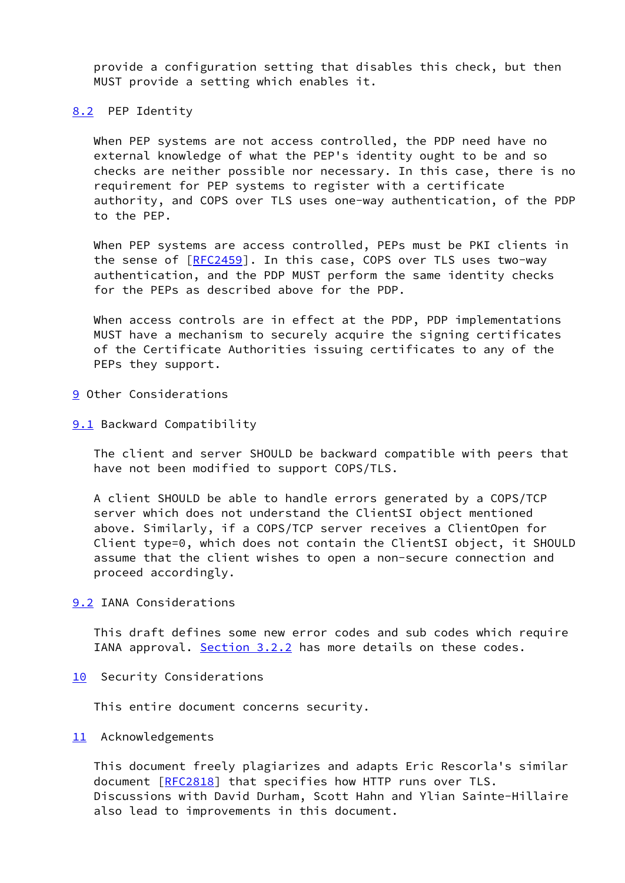provide a configuration setting that disables this check, but then MUST provide a setting which enables it.

## 8.2 PEP Identity

When PEP systems are not access controlled, the PDP need have no external knowledge of what the PEP's identity ought to be and so checks are neither possible nor necessary. In this case, there is no requirement for PEP systems to register with a certificate authority, and COPS over TLS uses one-way authentication, of the PDP to the PEP.

When PEP systems are access controlled, PEPs must be PKI clients in the sense of [RFC2459]. In this case, COPS over TLS uses two-way authentication, and the PDP MUST perform the same identity checks for the PEPs as described above for the PDP.

When access controls are in effect at the PDP, PDP implementations MUST have a mechanism to securely acquire the signing certificates of the Certificate Authorities issuing certificates to any of the PEPs they support.

# 9 Other Considerations

## 9.1 Backward Compatibility

The client and server SHOULD be backward compatible with peers that have not been modified to support COPS/TLS.

A client SHOULD be able to handle errors generated by a COPS/TCP server which does not understand the ClientSI object mentioned above. Similarly, if a COPS/TCP server receives a ClientOpen for Client type=0, which does not contain the ClientSI object, it SHOULD assume that the client wishes to open a non-secure connection and proceed accordingly.

## 9.2 IANA Considerations

This draft defines some new error codes and sub codes which require IANA approval. Section 3.2.2 has more details on these codes.

# 10 Security Considerations

This entire document concerns security.

# 11 Acknowledgements

This document freely plagiarizes and adapts Eric Rescorla's similar document [RFC2818] that specifies how HTTP runs over TLS. Discussions with David Durham, Scott Hahn and Ylian Sainte-Hillaire also lead to improvements in this document.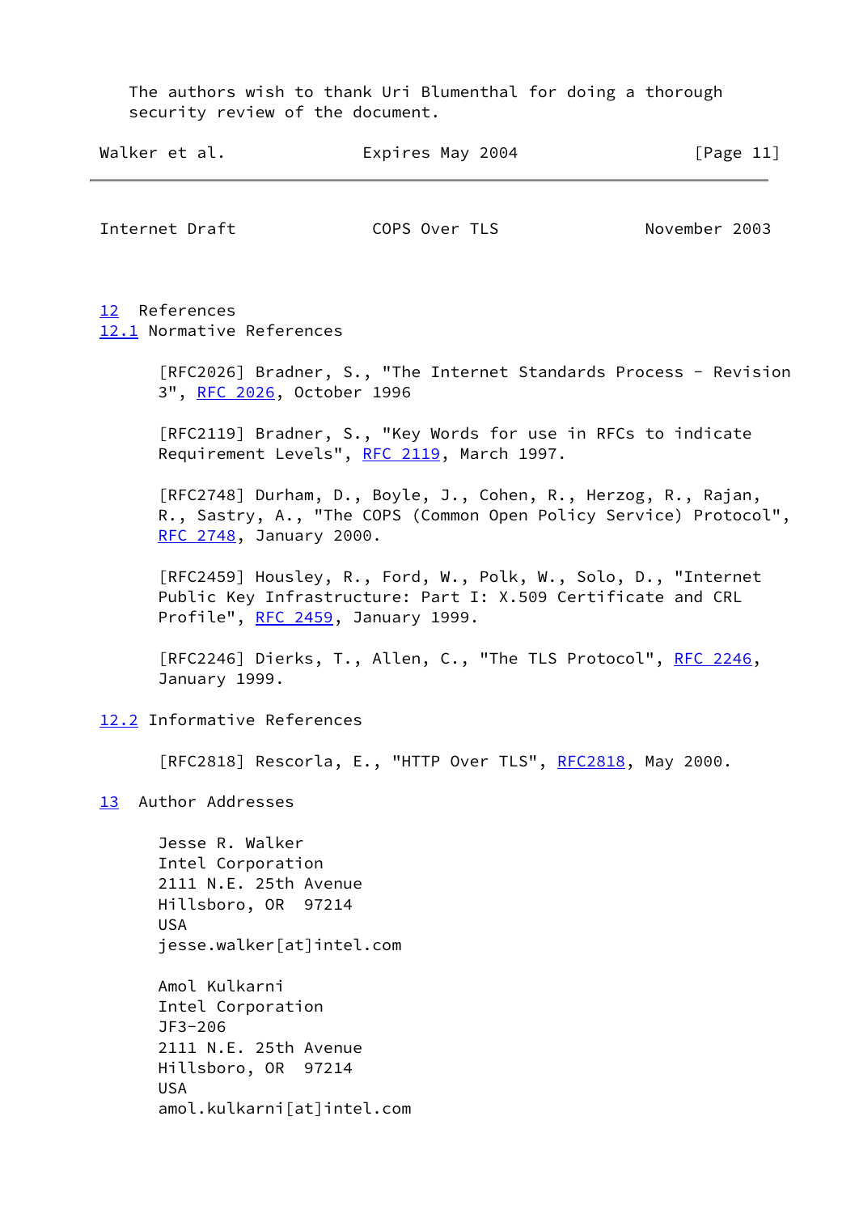The authors wish to thank Uri Blumenthal for doing a thorough security review of the document.

## 12 References

### 12.1 Normative References

[RFC2026] Bradner, S., "The Internet Standards Process - Revision 3", RFC 2026, October 1996

[RFC2119] Bradner, S., "Key Words for use in RFCs to indicate Requirement Levels", RFC 2119, March 1997.

[RFC2748] Durham, D., Boyle, J., Cohen, R., Herzog, R., Rajan, R., Sastry, A., "The COPS (Common Open Policy Service) Protocol", RFC 2748, January 2000.

[RFC2459] Housley, R., Ford, W., Polk, W., Solo, D., "Internet Public Key Infrastructure: Part I: X.509 Certificate and CRL Profile", RFC 2459, January 1999.

[RFC2246] Dierks, T., Allen, C., "The TLS Protocol", RFC 2246, January 1999.

### 12.2 Informative References

[RFC2818] Rescorla, E., "HTTP Over TLS", RFC2818, May 2000.

## 13 Author Addresses

Jesse R. Walker
Intel Corporation
2111 N.E. 25th Avenue
Hillsboro, OR 97214
USA
jesse.walker[at]intel.com

Amol Kulkarni
Intel Corporation
JF3-206
2111 N.E. 25th Avenue
Hillsboro, OR 97214
USA
amol.kulkarni[at]intel.com